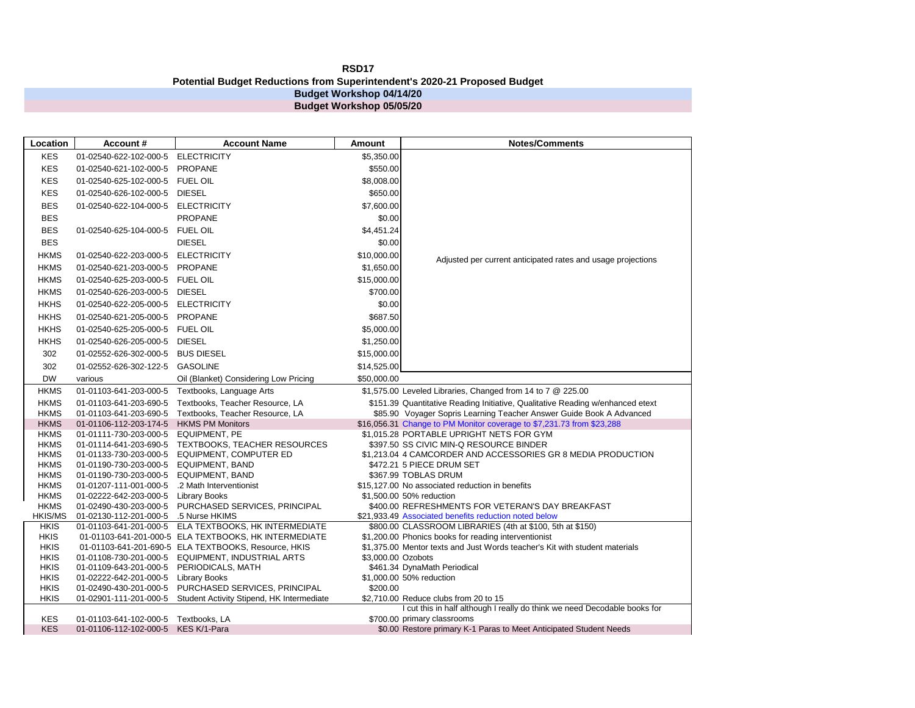# RSD17

## Potential Budget Reductions from Superintendent's 2020-21 Proposed Budget

**Budget Workshop 04/14/20**

**Budget Workshop 05/05/20**

| Location | Account # | Account Name | Amount | Notes/Comments |
|---|---|---|---|---|
| KES | 01-02540-622-102-000-5 | ELECTRICITY | $5,350.00 | Adjusted per current anticipated rates and usage projections |
| KES | 01-02540-621-102-000-5 | PROPANE | $550.00 | |
| KES | 01-02540-625-102-000-5 | FUEL OIL | $8,008.00 | |
| KES | 01-02540-626-102-000-5 | DIESEL | $650.00 | |
| BES | 01-02540-622-104-000-5 | ELECTRICITY | $7,600.00 | |
| BES | | PROPANE | $0.00 | |
| BES | 01-02540-625-104-000-5 | FUEL OIL | $4,451.24 | |
| BES | | DIESEL | $0.00 | |
| HKMS | 01-02540-622-203-000-5 | ELECTRICITY | $10,000.00 | |
| HKMS | 01-02540-621-203-000-5 | PROPANE | $1,650.00 | |
| HKMS | 01-02540-625-203-000-5 | FUEL OIL | $15,000.00 | |
| HKMS | 01-02540-626-203-000-5 | DIESEL | $700.00 | |
| HKHS | 01-02540-622-205-000-5 | ELECTRICITY | $0.00 | |
| HKHS | 01-02540-621-205-000-5 | PROPANE | $687.50 | |
| HKHS | 01-02540-625-205-000-5 | FUEL OIL | $5,000.00 | |
| HKHS | 01-02540-626-205-000-5 | DIESEL | $1,250.00 | |
| 302 | 01-02552-626-302-000-5 | BUS DIESEL | $15,000.00 | |
| 302 | 01-02552-626-302-122-5 | GASOLINE | $14,525.00 | |
| DW | various | Oil (Blanket) Considering Low Pricing | $50,000.00 | |
| HKMS | 01-01103-641-203-000-5 | Textbooks, Language Arts | $1,575.00 | Leveled Libraries, Changed from 14 to 7 @ 225.00 |
| HKMS | 01-01103-641-203-690-5 | Textbooks, Teacher Resource, LA | $151.39 | Quantitative Reading Initiative, Qualitative Reading w/enhanced etext |
| HKMS | 01-01103-641-203-690-5 | Textbooks, Teacher Resource, LA | $85.90 | Voyager Sopris Learning Teacher Answer Guide Book A Advanced |
| HKMS | 01-01106-112-203-174-5 | HKMS PM Monitors | $16,056.31 | Change to PM Monitor coverage to $7,231.73 from $23,288 |
| HKMS | 01-01111-730-203-000-5 | EQUIPMENT, PE | $1,015.28 | PORTABLE UPRIGHT NETS FOR GYM |
| HKMS | 01-01114-641-203-690-5 | TEXTBOOKS, TEACHER RESOURCES | $397.50 | SS CIVIC MIN-Q RESOURCE BINDER |
| HKMS | 01-01133-730-203-000-5 | EQUIPMENT, COMPUTER ED | $1,213.04 | 4 CAMCORDER AND ACCESSORIES GR 8 MEDIA PRODUCTION |
| HKMS | 01-01190-730-203-000-5 | EQUIPMENT, BAND | $472.21 | 5 PIECE DRUM SET |
| HKMS | 01-01190-730-203-000-5 | EQUIPMENT, BAND | $367.99 | TOBLAS DRUM |
| HKMS | 01-01207-111-001-000-5 | .2 Math Interventionist | $15,127.00 | No associated reduction in benefits |
| HKMS | 01-02222-642-203-000-5 | Library Books | $1,500.00 | 50% reduction |
| HKMS | 01-02490-430-203-000-5 | PURCHASED SERVICES, PRINCIPAL | $400.00 | REFRESHMENTS FOR VETERAN'S DAY BREAKFAST |
| HKIS/MS | 01-02130-112-201-000-5 | .5 Nurse HKIMS | $21,933.49 | Associated benefits reduction noted below |
| HKIS | 01-01103-641-201-000-5 | ELA TEXTBOOKS, HK INTERMEDIATE | $800.00 | CLASSROOM LIBRARIES (4th at $100, 5th at $150) |
| HKIS | 01-01103-641-201-000-5 | ELA TEXTBOOKS, HK INTERMEDIATE | $1,200.00 | Phonics books for reading interventionist |
| HKIS | 01-01103-641-201-690-5 | ELA TEXTBOOKS, Resource, HKIS | $1,375.00 | Mentor texts and Just Words teacher's Kit with student materials |
| HKIS | 01-01108-730-201-000-5 | EQUIPMENT, INDUSTRIAL ARTS | $3,000.00 | Ozobots |
| HKIS | 01-01109-643-201-000-5 | PERIODICALS, MATH | $461.34 | DynaMath Periodical |
| HKIS | 01-02222-642-201-000-5 | Library Books | $1,000.00 | 50% reduction |
| HKIS | 01-02490-430-201-000-5 | PURCHASED SERVICES, PRINCIPAL | $200.00 | |
| HKIS | 01-02901-111-201-000-5 | Student Activity Stipend, HK Intermediate | $2,710.00 | Reduce clubs from 20 to 15 |
| KES | 01-01103-641-102-000-5 | Textbooks, LA | $700.00 | I cut this in half although I really do think we need Decodable books for primary classrooms |
| KES | 01-01106-112-102-000-5 | KES K/1-Para | $0.00 | Restore primary K-1 Paras to Meet Anticipated Student Needs |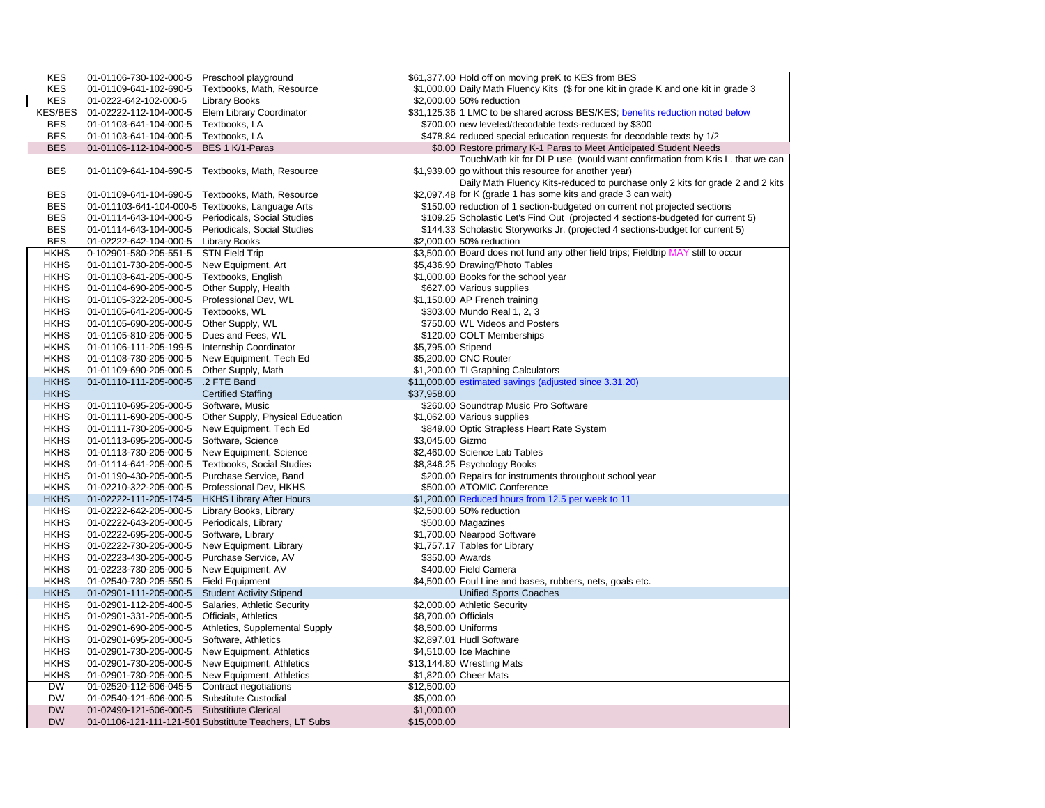| | | | | |
|---|---|---|---|---|
| KES | 01-01106-730-102-000-5 | Preschool playground | $61,377.00 | Hold off on moving preK to KES from BES |
| KES | 01-01109-641-102-690-5 | Textbooks, Math, Resource | $1,000.00 | Daily Math Fluency Kits ($ for one kit in grade K and one kit in grade 3 |
| KES | 01-0222-642-102-000-5 | Library Books | $2,000.00 | 50% reduction |
| KES/BES | 01-02222-112-104-000-5 | Elem Library Coordinator | $31,125.36 | 1 LMC to be shared across BES/KES; benefits reduction noted below |
| BES | 01-01103-641-104-000-5 | Textbooks, LA | $700.00 | new leveled/decodable texts-reduced by $300 |
| BES | 01-01103-641-104-000-5 | Textbooks, LA | $478.84 | reduced special education requests for decodable texts by 1/2 |
| BES | 01-01106-112-104-000-5 | BES 1 K/1-Paras | $0.00 | Restore primary K-1 Paras to Meet Anticipated Student Needs |
| BES | 01-01109-641-104-690-5 | Textbooks, Math, Resource | $1,939.00 | TouchMath kit for DLP use (would want confirmation from Kris L. that we can go without this resource for another year) |
| BES | 01-01109-641-104-690-5 | Textbooks, Math, Resource | $2,097.48 | Daily Math Fluency Kits-reduced to purchase only 2 kits for grade 2 and 2 kits for K (grade 1 has some kits and grade 3 can wait) |
| BES | 01-011103-641-104-000-5 | Textbooks, Language Arts | $150.00 | reduction of 1 section-budgeted on current not projected sections |
| BES | 01-01114-643-104-000-5 | Periodicals, Social Studies | $109.25 | Scholastic Let's Find Out (projected 4 sections-budgeted for current 5) |
| BES | 01-01114-643-104-000-5 | Periodicals, Social Studies | $144.33 | Scholastic Storyworks Jr. (projected 4 sections-budget for current 5) |
| BES | 01-02222-642-104-000-5 | Library Books | $2,000.00 | 50% reduction |
| HKHS | 0-102901-580-205-551-5 | STN Field Trip | $3,500.00 | Board does not fund any other field trips; Fieldtrip MAY still to occur |
| HKHS | 01-01101-730-205-000-5 | New Equipment, Art | $5,436.90 | Drawing/Photo Tables |
| HKHS | 01-01103-641-205-000-5 | Textbooks, English | $1,000.00 | Books for the school year |
| HKHS | 01-01104-690-205-000-5 | Other Supply, Health | $627.00 | Various supplies |
| HKHS | 01-01105-322-205-000-5 | Professional Dev, WL | $1,150.00 | AP French training |
| HKHS | 01-01105-641-205-000-5 | Textbooks, WL | $303.00 | Mundo Real 1, 2, 3 |
| HKHS | 01-01105-690-205-000-5 | Other Supply, WL | $750.00 | WL Videos and Posters |
| HKHS | 01-01105-810-205-000-5 | Dues and Fees, WL | $120.00 | COLT Memberships |
| HKHS | 01-01106-111-205-199-5 | Internship Coordinator | $5,795.00 | Stipend |
| HKHS | 01-01108-730-205-000-5 | New Equipment, Tech Ed | $5,200.00 | CNC Router |
| HKHS | 01-01109-690-205-000-5 | Other Supply, Math | $1,200.00 | TI Graphing Calculators |
| HKHS | 01-01110-111-205-000-5 | .2 FTE Band | $11,000.00 | estimated savings (adjusted since 3.31.20) |
| HKHS | | Certified Staffing | $37,958.00 | |
| HKHS | 01-01110-695-205-000-5 | Software, Music | $260.00 | Soundtrap Music Pro Software |
| HKHS | 01-01111-690-205-000-5 | Other Supply, Physical Education | $1,062.00 | Various supplies |
| HKHS | 01-01111-730-205-000-5 | New Equipment, Tech Ed | $849.00 | Optic Strapless Heart Rate System |
| HKHS | 01-01113-695-205-000-5 | Software, Science | $3,045.00 | Gizmo |
| HKHS | 01-01113-730-205-000-5 | New Equipment, Science | $2,460.00 | Science Lab Tables |
| HKHS | 01-01114-641-205-000-5 | Textbooks, Social Studies | $8,346.25 | Psychology Books |
| HKHS | 01-01190-430-205-000-5 | Purchase Service, Band | $200.00 | Repairs for instruments throughout school year |
| HKHS | 01-02210-322-205-000-5 | Professional Dev, HKHS | $500.00 | ATOMIC Conference |
| HKHS | 01-02222-111-205-174-5 | HKHS Library After Hours | $1,200.00 | Reduced hours from 12.5 per week to 11 |
| HKHS | 01-02222-642-205-000-5 | Library Books, Library | $2,500.00 | 50% reduction |
| HKHS | 01-02222-643-205-000-5 | Periodicals, Library | $500.00 | Magazines |
| HKHS | 01-02222-695-205-000-5 | Software, Library | $1,700.00 | Nearpod Software |
| HKHS | 01-02222-730-205-000-5 | New Equipment, Library | $1,757.17 | Tables for Library |
| HKHS | 01-02223-430-205-000-5 | Purchase Service, AV | $350.00 | Awards |
| HKHS | 01-02223-730-205-000-5 | New Equipment, AV | $400.00 | Field Camera |
| HKHS | 01-02540-730-205-550-5 | Field Equipment | $4,500.00 | Foul Line and bases, rubbers, nets, goals etc. |
| HKHS | 01-02901-111-205-000-5 | Student Activity Stipend | | Unified Sports Coaches |
| HKHS | 01-02901-112-205-400-5 | Salaries, Athletic Security | $2,000.00 | Athletic Security |
| HKHS | 01-02901-331-205-000-5 | Officials, Athletics | $8,700.00 | Officials |
| HKHS | 01-02901-690-205-000-5 | Athletics, Supplemental Supply | $8,500.00 | Uniforms |
| HKHS | 01-02901-695-205-000-5 | Software, Athletics | $2,897.01 | Hudl Software |
| HKHS | 01-02901-730-205-000-5 | New Equipment, Athletics | $4,510.00 | Ice Machine |
| HKHS | 01-02901-730-205-000-5 | New Equipment, Athletics | $13,144.80 | Wrestling Mats |
| HKHS | 01-02901-730-205-000-5 | New Equipment, Athletics | $1,820.00 | Cheer Mats |
| DW | 01-02520-112-606-045-5 | Contract negotiations | $12,500.00 | |
| DW | 01-02540-121-606-000-5 | Substitute Custodial | $5,000.00 | |
| DW | 01-02490-121-606-000-5 | Substitute Clerical | $1,000.00 | |
| DW | 01-01106-121-111-121-501 | Substitute Teachers, LT Subs | $15,000.00 | |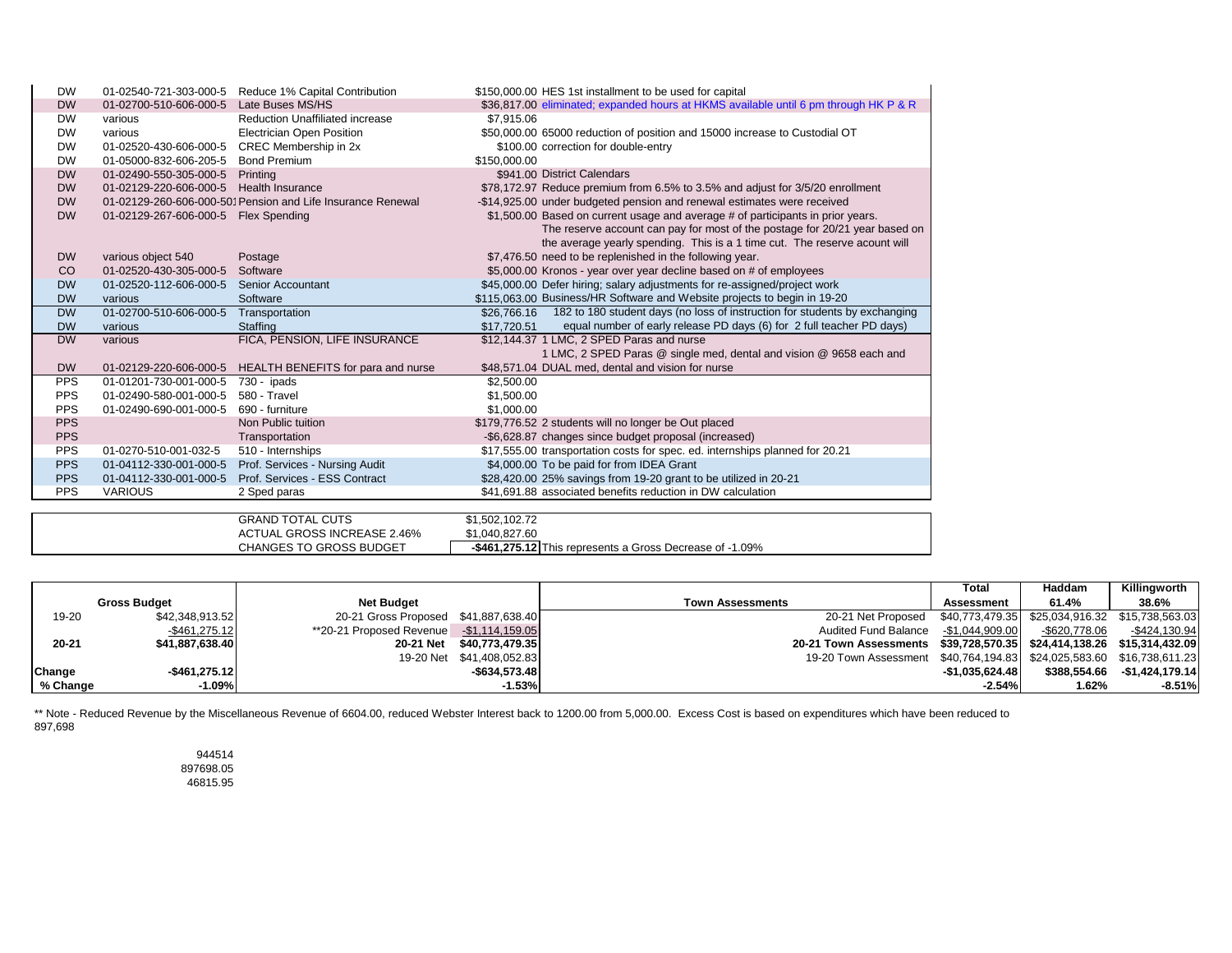| | | | | |
|---|---|---|---|---|
| DW | 01-02540-721-303-000-5 | Reduce 1% Capital Contribution | $150,000.00 | HES 1st installment to be used for capital |
| DW | 01-02700-510-606-000-5 | Late Buses MS/HS | $36,817.00 | eliminated; expanded hours at HKMS available until 6 pm through HK P & R |
| DW | various | Reduction Unaffiliated increase | $7,915.06 | |
| DW | various | Electrician Open Position | $50,000.00 | 65000 reduction of position and 15000 increase to Custodial OT |
| DW | 01-02520-430-606-000-5 | CREC Membership in 2x | $100.00 | correction for double-entry |
| DW | 01-05000-832-606-205-5 | Bond Premium | $150,000.00 | |
| DW | 01-02490-550-305-000-5 | Printing | $941.00 | District Calendars |
| DW | 01-02129-220-606-000-5 | Health Insurance | $78,172.97 | Reduce premium from 6.5% to 3.5% and adjust for 3/5/20 enrollment |
| DW | 01-02129-260-606-000-501 | Pension and Life Insurance Renewal | -$14,925.00 | under budgeted pension and renewal estimates were received |
| DW | 01-02129-267-606-000-5 | Flex Spending | $1,500.00 | Based on current usage and average # of participants in prior years. |
| DW | various object 540 | Postage | $7,476.50 | The reserve account can pay for most of the postage for 20/21 year based on the average yearly spending. This is a 1 time cut. The reserve acount will need to be replenished in the following year. |
| CO | 01-02520-430-305-000-5 | Software | $5,000.00 | Kronos - year over year decline based on # of employees |
| DW | 01-02520-112-606-000-5 | Senior Accountant | $45,000.00 | Defer hiring; salary adjustments for re-assigned/project work |
| DW | various | Software | $115,063.00 | Business/HR Software and Website projects to begin in 19-20 |
| DW | 01-02700-510-606-000-5 | Transportation | $26,766.16 | 182 to 180 student days (no loss of instruction for students by exchanging |
| DW | various | Staffing | $17,720.51 | equal number of early release PD days (6) for 2 full teacher PD days) |
| DW | various | FICA, PENSION, LIFE INSURANCE | $12,144.37 | 1 LMC, 2 SPED Paras and nurse |
| DW | 01-02129-220-606-000-5 | HEALTH BENEFITS for para and nurse | $48,571.04 | 1 LMC, 2 SPED Paras @ single med, dental and vision @ 9658 each and DUAL med, dental and vision for nurse |
| PPS | 01-01201-730-001-000-5 | 730 - ipads | $2,500.00 | |
| PPS | 01-02490-580-001-000-5 | 580 - Travel | $1,500.00 | |
| PPS | 01-02490-690-001-000-5 | 690 - furniture | $1,000.00 | |
| PPS | | Non Public tuition | $179,776.52 | 2 students will no longer be Out placed |
| PPS | | Transportation | -$6,628.87 | changes since budget proposal (increased) |
| PPS | 01-0270-510-001-032-5 | 510 - Internships | $17,555.00 | transportation costs for spec. ed. internships planned for 20.21 |
| PPS | 01-04112-330-001-000-5 | Prof. Services - Nursing Audit | $4,000.00 | To be paid for from IDEA Grant |
| PPS | 01-04112-330-001-000-5 | Prof. Services - ESS Contract | $28,420.00 | 25% savings from 19-20 grant to be utilized in 20-21 |
| PPS | VARIOUS | 2 Sped paras | $41,691.88 | associated benefits reduction in DW calculation |

| | | |
|---|---|---|
| GRAND TOTAL CUTS | $1,502,102.72 | |
| ACTUAL GROSS INCREASE 2.46% | $1,040,827.60 | |
| CHANGES TO GROSS BUDGET | **-$461,275.12** | This represents a Gross Decrease of -1.09% |

| Gross Budget | | Net Budget | | Town Assessments | Total Assessment | Haddam 61.4% | Killingworth 38.6% |
|---|---|---|---|---|---|---|---|
| 19-20 | $42,348,913.52 | 20-21 Gross Proposed | $41,887,638.40 | 20-21 Net Proposed | $40,773,479.35 | $25,034,916.32 | $15,738,563.03 |
| | -$461,275.12 | **20-21 Proposed Revenue | -$1,114,159.05 | Audited Fund Balance | -$1,044,909.00 | -$620,778.06 | -$424,130.94 |
| **20-21** | **$41,887,638.40** | **20-21 Net** | **$40,773,479.35** | **20-21 Town Assessments** | **$39,728,570.35** | **$24,414,138.26** | **$15,314,432.09** |
| | | 19-20 Net | $41,408,052.83 | 19-20 Town Assessment | $40,764,194.83 | $24,025,583.60 | $16,738,611.23 |
| **Change** | **-$461,275.12** | | **-$634,573.48** | | **-$1,035,624.48** | **$388,554.66** | **-$1,424,179.14** |
| **% Change** | **-1.09%** | | **-1.53%** | | **-2.54%** | **1.62%** | **-8.51%** |

** Note - Reduced Revenue by the Miscellaneous Revenue of 6604.00, reduced Webster Interest back to 1200.00 from 5,000.00. Excess Cost is based on expenditures which have been reduced to 897,698

944514
897698.05
46815.95